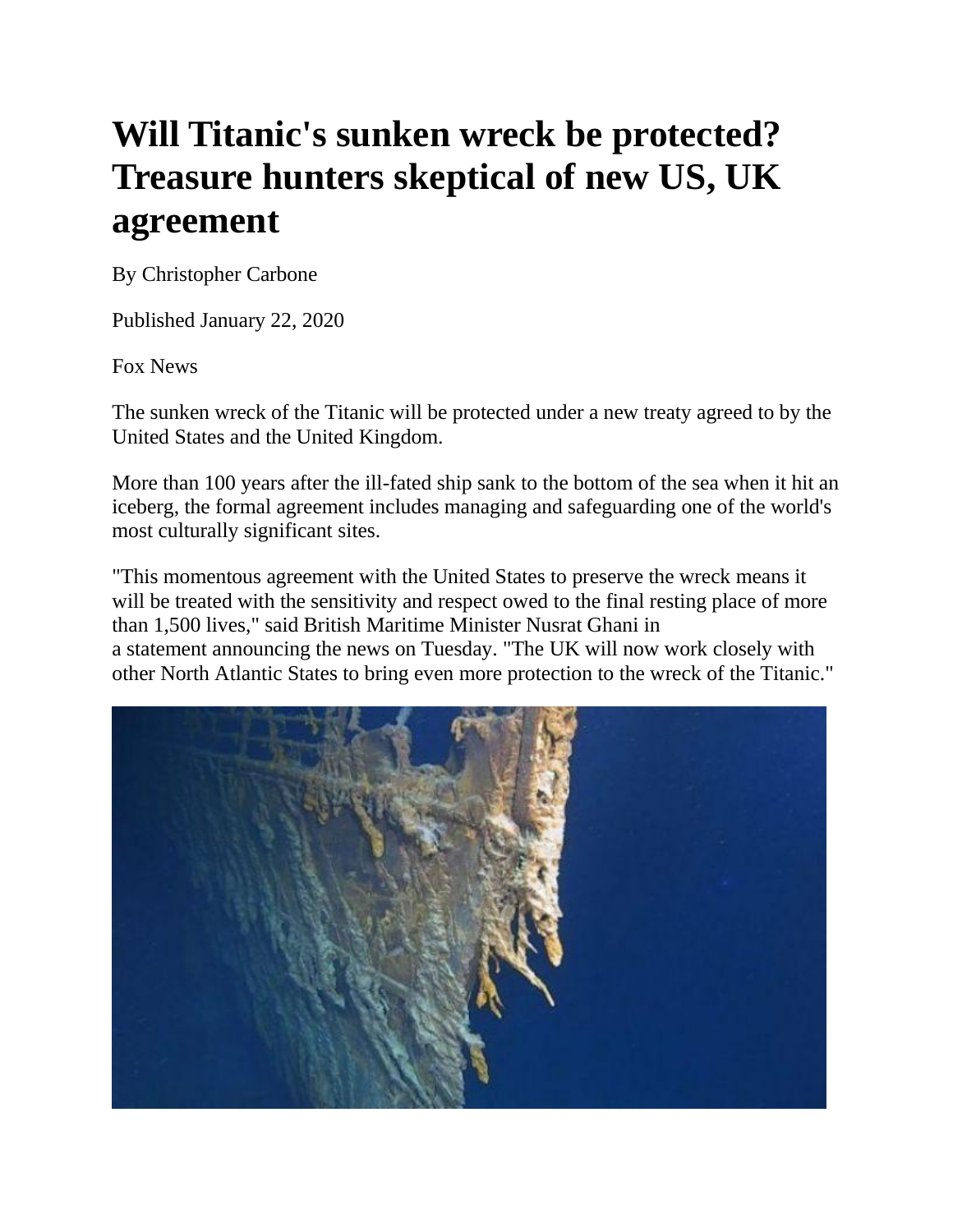# Will Titanic's sunken wreck be protected? Treasure hunters skeptical of new US, UK agreement

By Christopher Carbone

Published January 22, 2020

Fox News

The sunken wreck of the Titanic will be protected under a new treaty agreed to by the United States and the United Kingdom.

More than 100 years after the ill-fated ship sank to the bottom of the sea when it hit an iceberg, the formal agreement includes managing and safeguarding one of the world's most culturally significant sites.

"This momentous agreement with the United States to preserve the wreck means it will be treated with the sensitivity and respect owed to the final resting place of more than 1,500 lives," said British Maritime Minister Nusrat Ghani in a statement announcing the news on Tuesday. "The UK will now work closely with other North Atlantic States to bring even more protection to the wreck of the Titanic."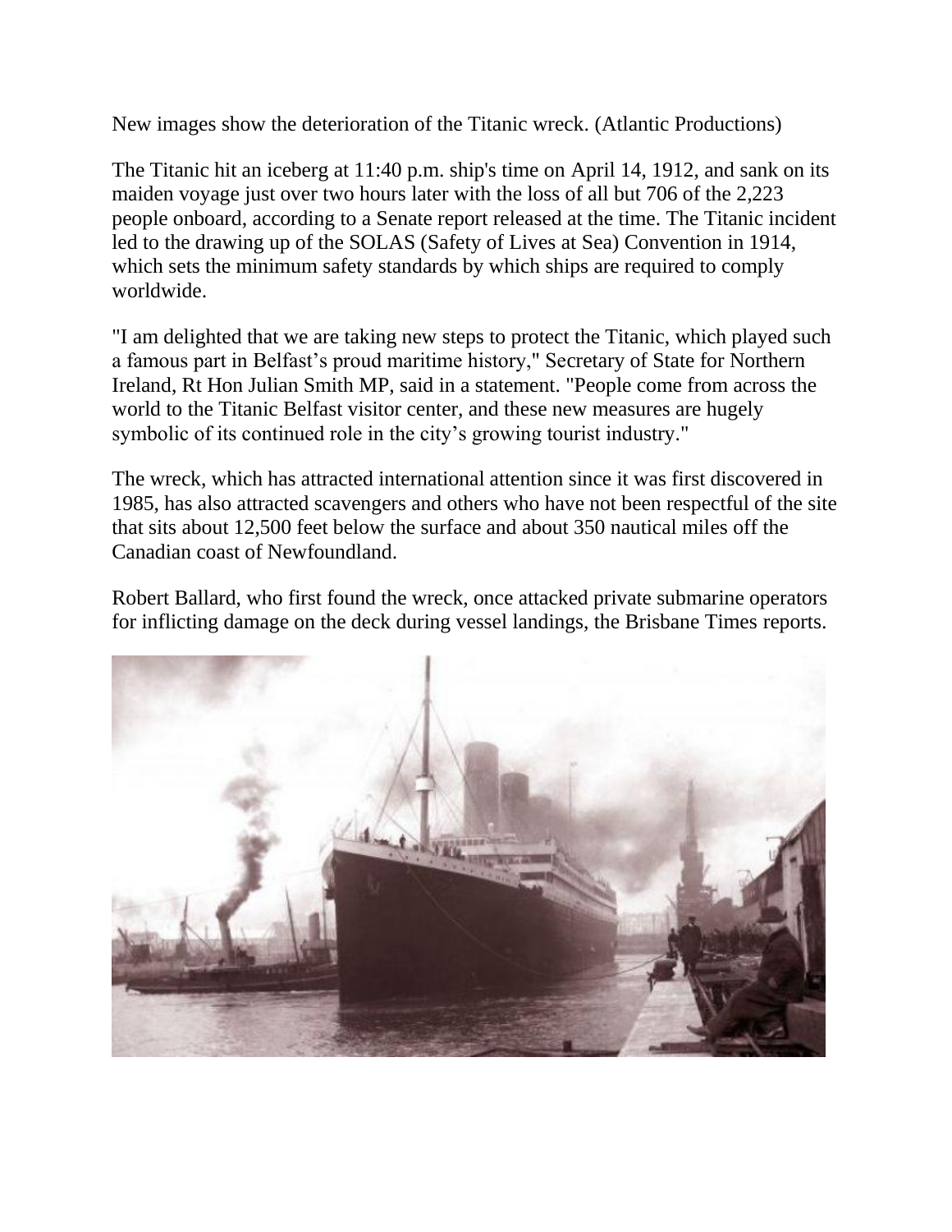New images show the deterioration of the Titanic wreck. (Atlantic Productions)

The Titanic hit an iceberg at 11:40 p.m. ship's time on April 14, 1912, and sank on its maiden voyage just over two hours later with the loss of all but 706 of the 2,223 people onboard, according to a Senate report released at the time. The Titanic incident led to the drawing up of the SOLAS (Safety of Lives at Sea) Convention in 1914, which sets the minimum safety standards by which ships are required to comply worldwide.

"I am delighted that we are taking new steps to protect the Titanic, which played such a famous part in Belfast's proud maritime history," Secretary of State for Northern Ireland, Rt Hon Julian Smith MP, said in a statement. "People come from across the world to the Titanic Belfast visitor center, and these new measures are hugely symbolic of its continued role in the city's growing tourist industry."

The wreck, which has attracted international attention since it was first discovered in 1985, has also attracted scavengers and others who have not been respectful of the site that sits about 12,500 feet below the surface and about 350 nautical miles off the Canadian coast of Newfoundland.

Robert Ballard, who first found the wreck, once attacked private submarine operators for inflicting damage on the deck during vessel landings, the Brisbane Times reports.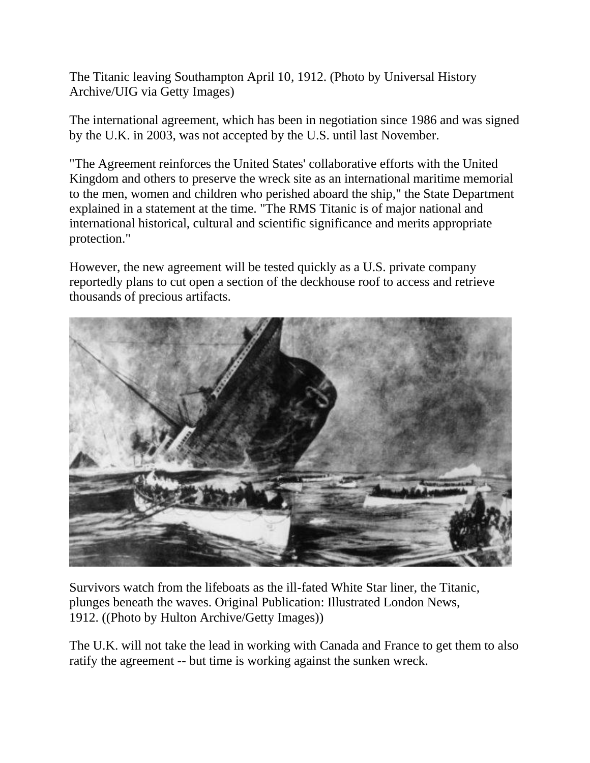The Titanic leaving Southampton April 10, 1912. (Photo by Universal History Archive/UIG via Getty Images)

The international agreement, which has been in negotiation since 1986 and was signed by the U.K. in 2003, was not accepted by the U.S. until last November.

"The Agreement reinforces the United States' collaborative efforts with the United Kingdom and others to preserve the wreck site as an international maritime memorial to the men, women and children who perished aboard the ship," the State Department explained in a statement at the time. "The RMS Titanic is of major national and international historical, cultural and scientific significance and merits appropriate protection."

However, the new agreement will be tested quickly as a U.S. private company reportedly plans to cut open a section of the deckhouse roof to access and retrieve thousands of precious artifacts.

Survivors watch from the lifeboats as the ill-fated White Star liner, the Titanic, plunges beneath the waves. Original Publication: Illustrated London News, 1912. ((Photo by Hulton Archive/Getty Images))

The U.K. will not take the lead in working with Canada and France to get them to also ratify the agreement -- but time is working against the sunken wreck.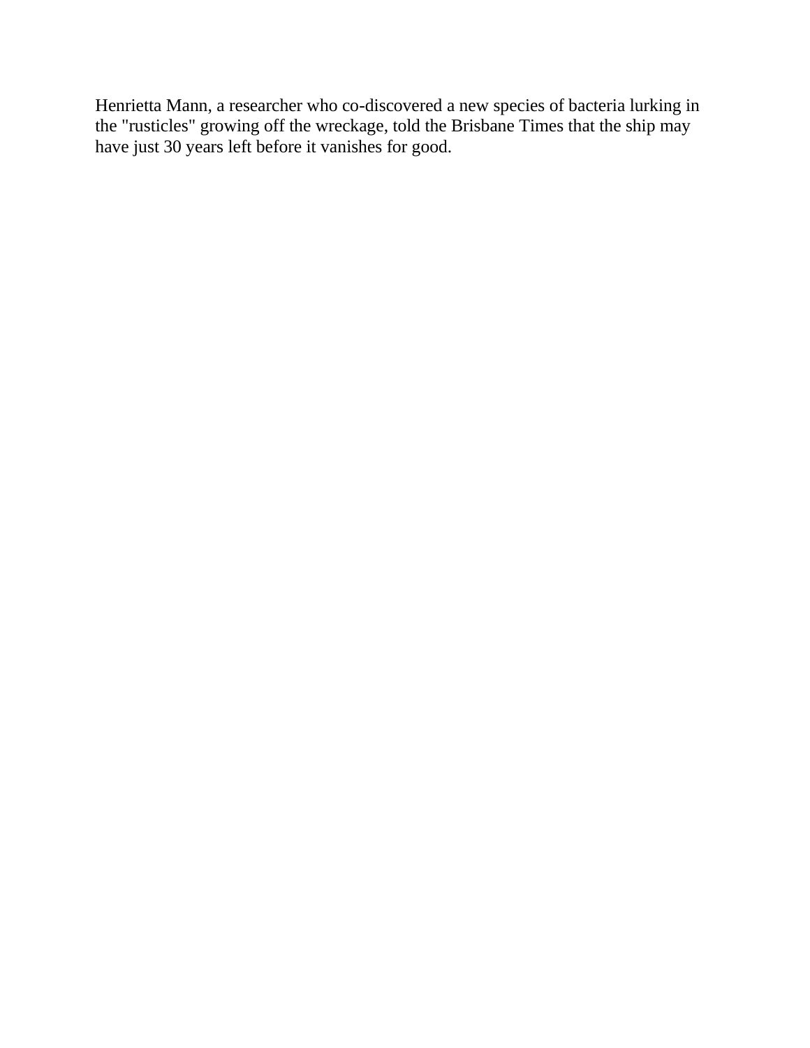Henrietta Mann, a researcher who co-discovered a new species of bacteria lurking in the "rusticles" growing off the wreckage, told the Brisbane Times that the ship may have just 30 years left before it vanishes for good.